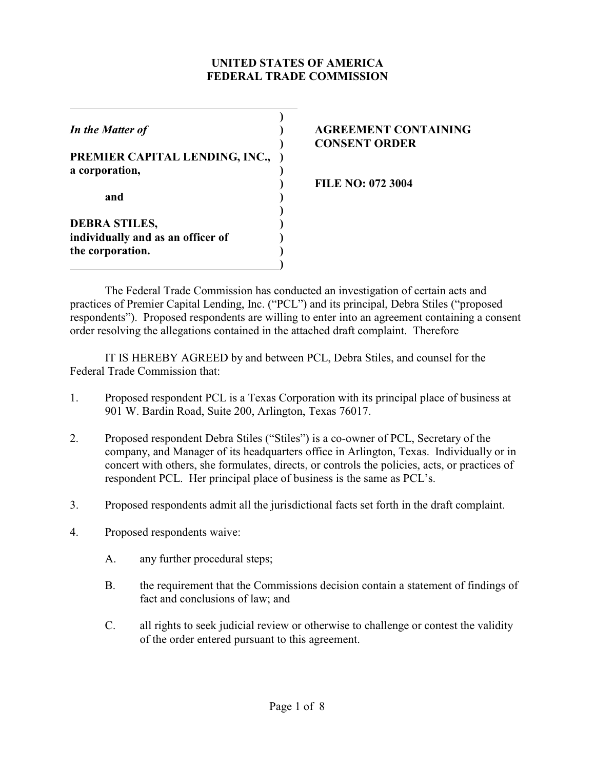**UNITED STATES OF AMERICA**
**FEDERAL TRADE COMMISSION**

| | |
|---|---|
| *In the Matter of*<br><br>**PREMIER CAPITAL LENDING, INC., a corporation,**<br><br>**and**<br><br>**DEBRA STILES, individually and as an officer of the corporation.** | **AGREEMENT CONTAINING CONSENT ORDER**<br><br>**FILE NO: 072 3004** |

The Federal Trade Commission has conducted an investigation of certain acts and practices of Premier Capital Lending, Inc. ("PCL") and its principal, Debra Stiles ("proposed respondents"). Proposed respondents are willing to enter into an agreement containing a consent order resolving the allegations contained in the attached draft complaint. Therefore

IT IS HEREBY AGREED by and between PCL, Debra Stiles, and counsel for the Federal Trade Commission that:

1. Proposed respondent PCL is a Texas Corporation with its principal place of business at 901 W. Bardin Road, Suite 200, Arlington, Texas 76017.

2. Proposed respondent Debra Stiles ("Stiles") is a co-owner of PCL, Secretary of the company, and Manager of its headquarters office in Arlington, Texas. Individually or in concert with others, she formulates, directs, or controls the policies, acts, or practices of respondent PCL. Her principal place of business is the same as PCL's.

3. Proposed respondents admit all the jurisdictional facts set forth in the draft complaint.

4. Proposed respondents waive:

   A. any further procedural steps;

   B. the requirement that the Commissions decision contain a statement of findings of fact and conclusions of law; and

   C. all rights to seek judicial review or otherwise to challenge or contest the validity of the order entered pursuant to this agreement.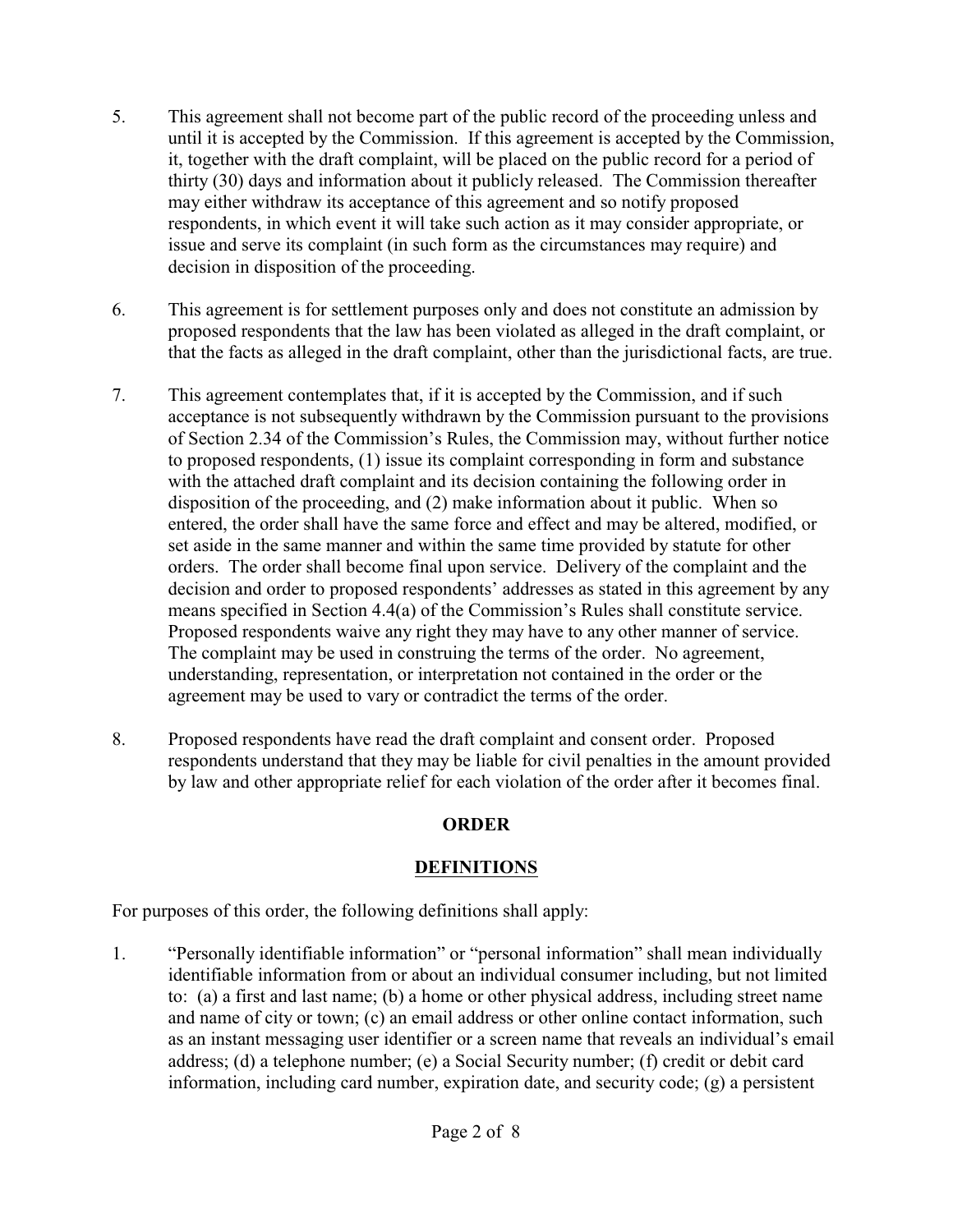5. This agreement shall not become part of the public record of the proceeding unless and until it is accepted by the Commission. If this agreement is accepted by the Commission, it, together with the draft complaint, will be placed on the public record for a period of thirty (30) days and information about it publicly released. The Commission thereafter may either withdraw its acceptance of this agreement and so notify proposed respondents, in which event it will take such action as it may consider appropriate, or issue and serve its complaint (in such form as the circumstances may require) and decision in disposition of the proceeding.

6. This agreement is for settlement purposes only and does not constitute an admission by proposed respondents that the law has been violated as alleged in the draft complaint, or that the facts as alleged in the draft complaint, other than the jurisdictional facts, are true.

7. This agreement contemplates that, if it is accepted by the Commission, and if such acceptance is not subsequently withdrawn by the Commission pursuant to the provisions of Section 2.34 of the Commission's Rules, the Commission may, without further notice to proposed respondents, (1) issue its complaint corresponding in form and substance with the attached draft complaint and its decision containing the following order in disposition of the proceeding, and (2) make information about it public. When so entered, the order shall have the same force and effect and may be altered, modified, or set aside in the same manner and within the same time provided by statute for other orders. The order shall become final upon service. Delivery of the complaint and the decision and order to proposed respondents' addresses as stated in this agreement by any means specified in Section 4.4(a) of the Commission's Rules shall constitute service. Proposed respondents waive any right they may have to any other manner of service. The complaint may be used in construing the terms of the order. No agreement, understanding, representation, or interpretation not contained in the order or the agreement may be used to vary or contradict the terms of the order.

8. Proposed respondents have read the draft complaint and consent order. Proposed respondents understand that they may be liable for civil penalties in the amount provided by law and other appropriate relief for each violation of the order after it becomes final.

## ORDER

## DEFINITIONS

For purposes of this order, the following definitions shall apply:

1. "Personally identifiable information" or "personal information" shall mean individually identifiable information from or about an individual consumer including, but not limited to: (a) a first and last name; (b) a home or other physical address, including street name and name of city or town; (c) an email address or other online contact information, such as an instant messaging user identifier or a screen name that reveals an individual's email address; (d) a telephone number; (e) a Social Security number; (f) credit or debit card information, including card number, expiration date, and security code; (g) a persistent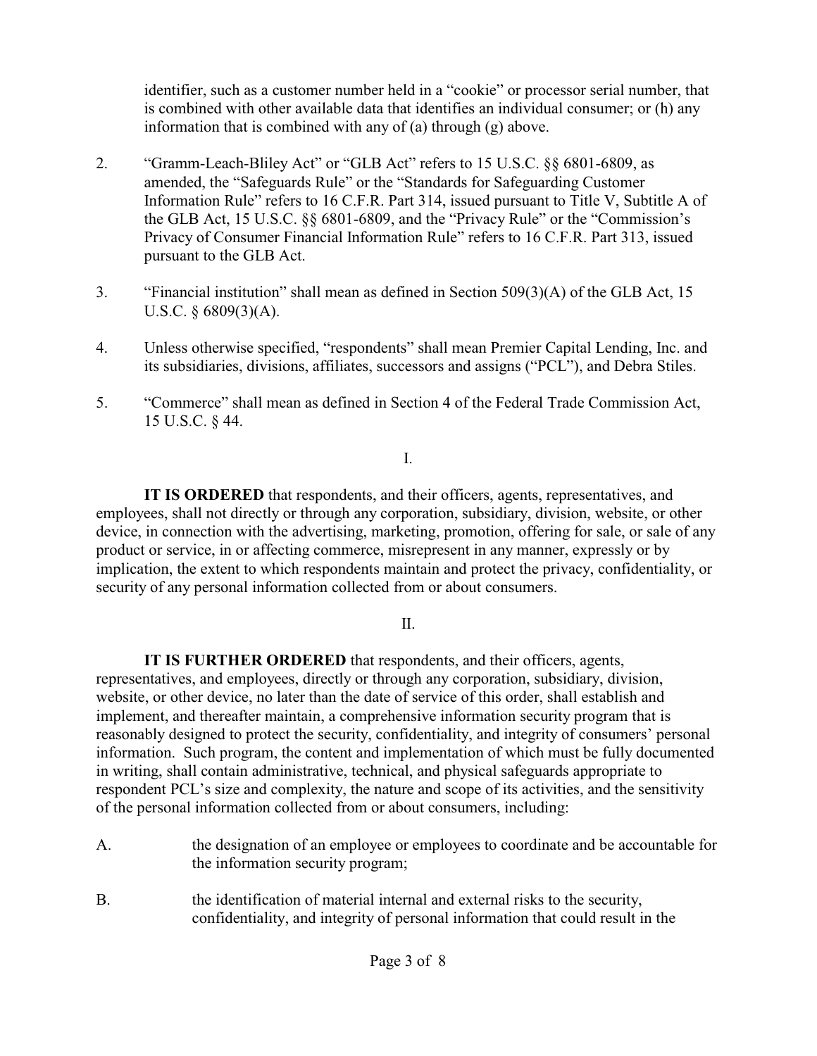identifier, such as a customer number held in a "cookie" or processor serial number, that is combined with other available data that identifies an individual consumer; or (h) any information that is combined with any of (a) through (g) above.

2. "Gramm-Leach-Bliley Act" or "GLB Act" refers to 15 U.S.C. §§ 6801-6809, as amended, the "Safeguards Rule" or the "Standards for Safeguarding Customer Information Rule" refers to 16 C.F.R. Part 314, issued pursuant to Title V, Subtitle A of the GLB Act, 15 U.S.C. §§ 6801-6809, and the "Privacy Rule" or the "Commission's Privacy of Consumer Financial Information Rule" refers to 16 C.F.R. Part 313, issued pursuant to the GLB Act.

3. "Financial institution" shall mean as defined in Section 509(3)(A) of the GLB Act, 15 U.S.C. § 6809(3)(A).

4. Unless otherwise specified, "respondents" shall mean Premier Capital Lending, Inc. and its subsidiaries, divisions, affiliates, successors and assigns ("PCL"), and Debra Stiles.

5. "Commerce" shall mean as defined in Section 4 of the Federal Trade Commission Act, 15 U.S.C. § 44.

I.

**IT IS ORDERED** that respondents, and their officers, agents, representatives, and employees, shall not directly or through any corporation, subsidiary, division, website, or other device, in connection with the advertising, marketing, promotion, offering for sale, or sale of any product or service, in or affecting commerce, misrepresent in any manner, expressly or by implication, the extent to which respondents maintain and protect the privacy, confidentiality, or security of any personal information collected from or about consumers.

II.

**IT IS FURTHER ORDERED** that respondents, and their officers, agents, representatives, and employees, directly or through any corporation, subsidiary, division, website, or other device, no later than the date of service of this order, shall establish and implement, and thereafter maintain, a comprehensive information security program that is reasonably designed to protect the security, confidentiality, and integrity of consumers' personal information. Such program, the content and implementation of which must be fully documented in writing, shall contain administrative, technical, and physical safeguards appropriate to respondent PCL's size and complexity, the nature and scope of its activities, and the sensitivity of the personal information collected from or about consumers, including:

A. the designation of an employee or employees to coordinate and be accountable for the information security program;

B. the identification of material internal and external risks to the security, confidentiality, and integrity of personal information that could result in the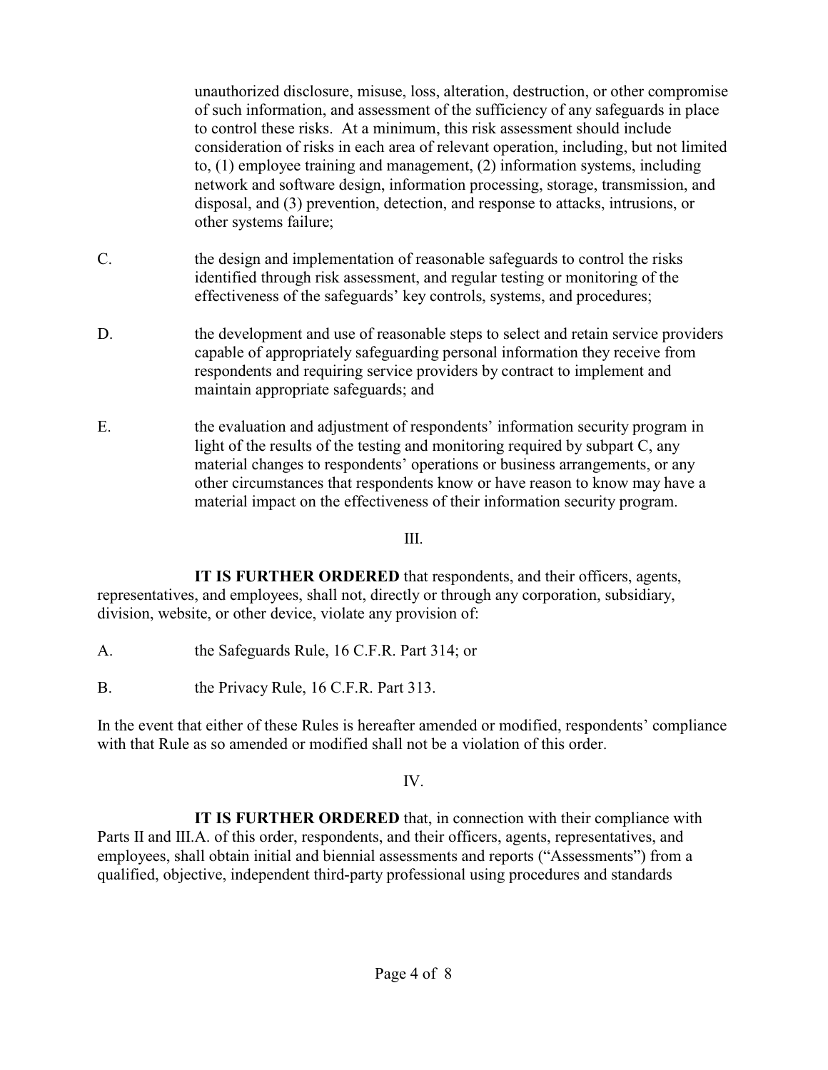unauthorized disclosure, misuse, loss, alteration, destruction, or other compromise of such information, and assessment of the sufficiency of any safeguards in place to control these risks. At a minimum, this risk assessment should include consideration of risks in each area of relevant operation, including, but not limited to, (1) employee training and management, (2) information systems, including network and software design, information processing, storage, transmission, and disposal, and (3) prevention, detection, and response to attacks, intrusions, or other systems failure;

C. the design and implementation of reasonable safeguards to control the risks identified through risk assessment, and regular testing or monitoring of the effectiveness of the safeguards' key controls, systems, and procedures;

D. the development and use of reasonable steps to select and retain service providers capable of appropriately safeguarding personal information they receive from respondents and requiring service providers by contract to implement and maintain appropriate safeguards; and

E. the evaluation and adjustment of respondents' information security program in light of the results of the testing and monitoring required by subpart C, any material changes to respondents' operations or business arrangements, or any other circumstances that respondents know or have reason to know may have a material impact on the effectiveness of their information security program.

III.

**IT IS FURTHER ORDERED** that respondents, and their officers, agents, representatives, and employees, shall not, directly or through any corporation, subsidiary, division, website, or other device, violate any provision of:

A. the Safeguards Rule, 16 C.F.R. Part 314; or

B. the Privacy Rule, 16 C.F.R. Part 313.

In the event that either of these Rules is hereafter amended or modified, respondents' compliance with that Rule as so amended or modified shall not be a violation of this order.

IV.

**IT IS FURTHER ORDERED** that, in connection with their compliance with Parts II and III.A. of this order, respondents, and their officers, agents, representatives, and employees, shall obtain initial and biennial assessments and reports ("Assessments") from a qualified, objective, independent third-party professional using procedures and standards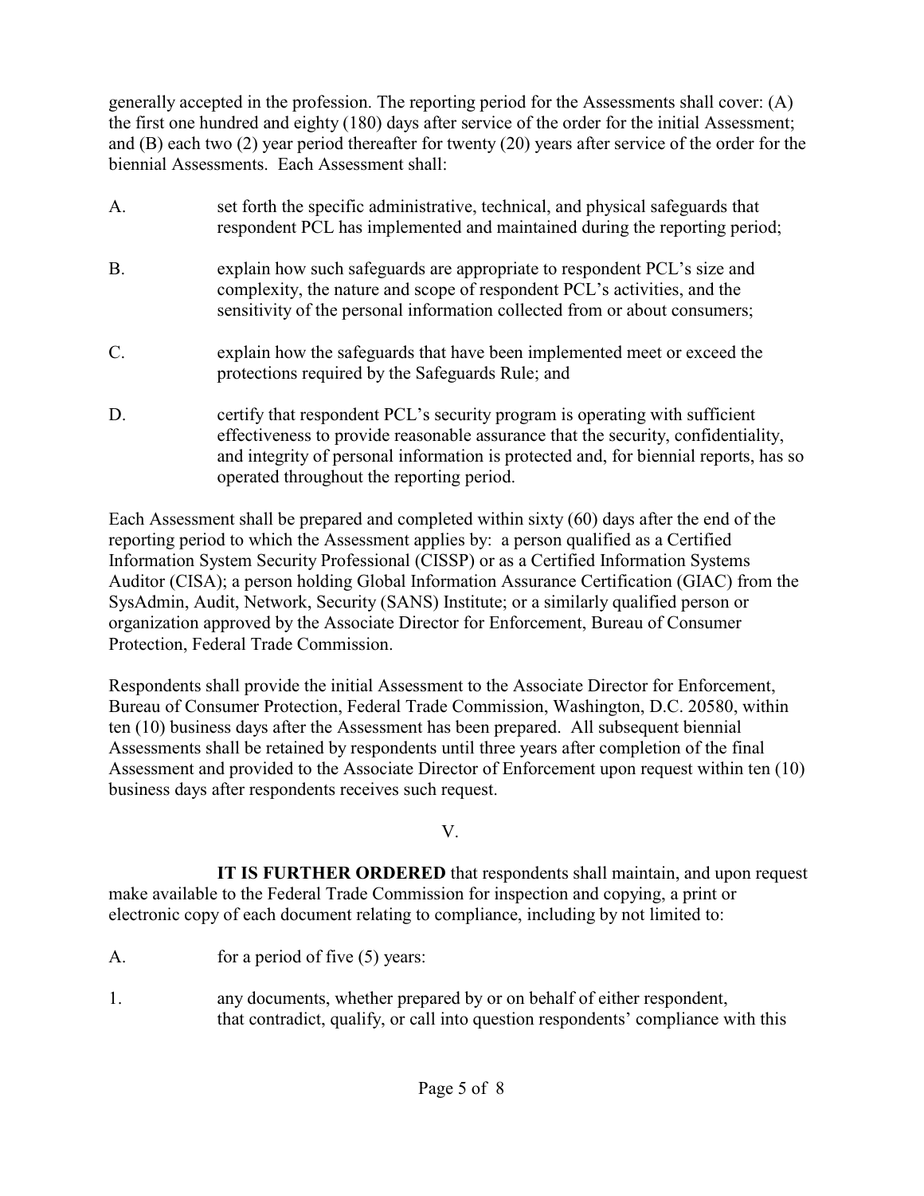generally accepted in the profession. The reporting period for the Assessments shall cover: (A) the first one hundred and eighty (180) days after service of the order for the initial Assessment; and (B) each two (2) year period thereafter for twenty (20) years after service of the order for the biennial Assessments. Each Assessment shall:

A. set forth the specific administrative, technical, and physical safeguards that respondent PCL has implemented and maintained during the reporting period;

B. explain how such safeguards are appropriate to respondent PCL's size and complexity, the nature and scope of respondent PCL's activities, and the sensitivity of the personal information collected from or about consumers;

C. explain how the safeguards that have been implemented meet or exceed the protections required by the Safeguards Rule; and

D. certify that respondent PCL's security program is operating with sufficient effectiveness to provide reasonable assurance that the security, confidentiality, and integrity of personal information is protected and, for biennial reports, has so operated throughout the reporting period.

Each Assessment shall be prepared and completed within sixty (60) days after the end of the reporting period to which the Assessment applies by: a person qualified as a Certified Information System Security Professional (CISSP) or as a Certified Information Systems Auditor (CISA); a person holding Global Information Assurance Certification (GIAC) from the SysAdmin, Audit, Network, Security (SANS) Institute; or a similarly qualified person or organization approved by the Associate Director for Enforcement, Bureau of Consumer Protection, Federal Trade Commission.

Respondents shall provide the initial Assessment to the Associate Director for Enforcement, Bureau of Consumer Protection, Federal Trade Commission, Washington, D.C. 20580, within ten (10) business days after the Assessment has been prepared. All subsequent biennial Assessments shall be retained by respondents until three years after completion of the final Assessment and provided to the Associate Director of Enforcement upon request within ten (10) business days after respondents receives such request.

V.

**IT IS FURTHER ORDERED** that respondents shall maintain, and upon request make available to the Federal Trade Commission for inspection and copying, a print or electronic copy of each document relating to compliance, including by not limited to:

A. for a period of five (5) years:

1. any documents, whether prepared by or on behalf of either respondent, that contradict, qualify, or call into question respondents' compliance with this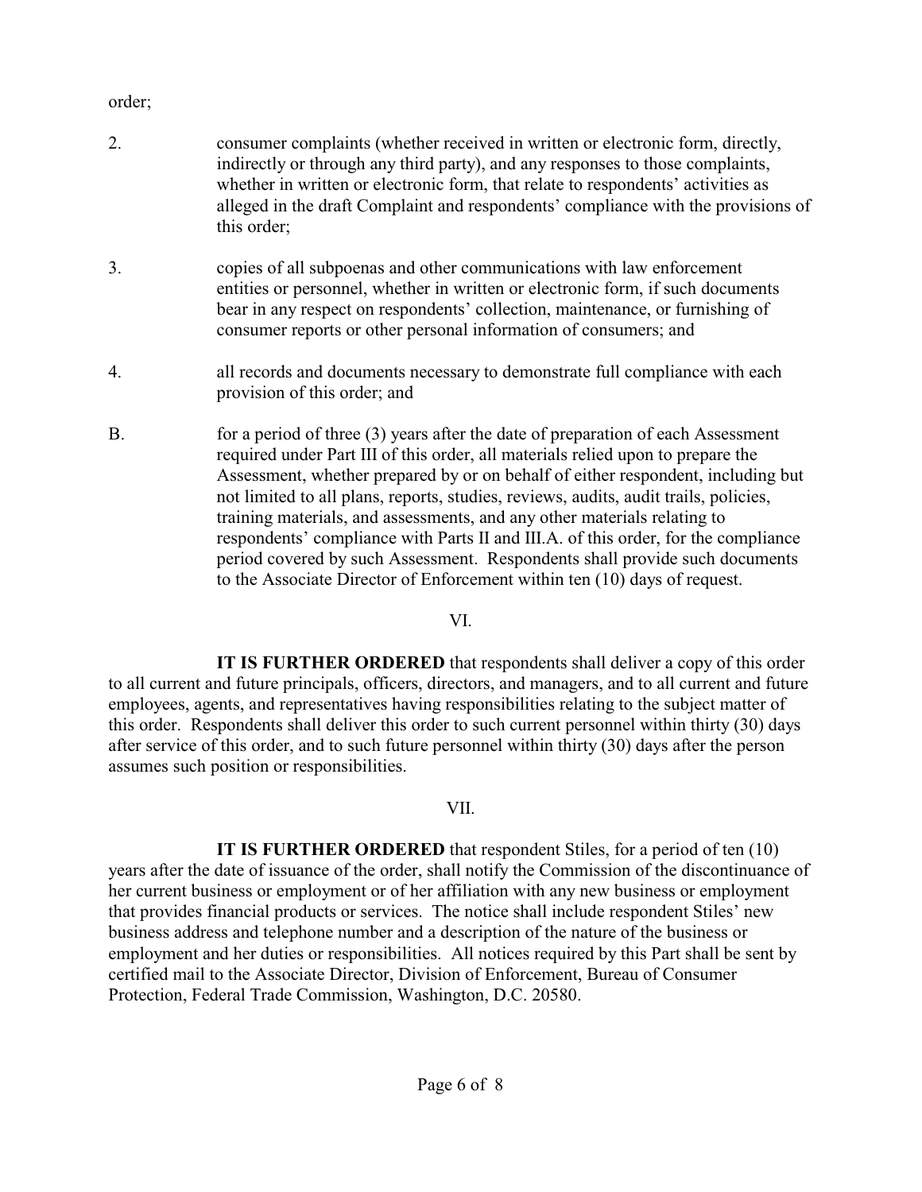order;

2. consumer complaints (whether received in written or electronic form, directly, indirectly or through any third party), and any responses to those complaints, whether in written or electronic form, that relate to respondents' activities as alleged in the draft Complaint and respondents' compliance with the provisions of this order;

3. copies of all subpoenas and other communications with law enforcement entities or personnel, whether in written or electronic form, if such documents bear in any respect on respondents' collection, maintenance, or furnishing of consumer reports or other personal information of consumers; and

4. all records and documents necessary to demonstrate full compliance with each provision of this order; and

B. for a period of three (3) years after the date of preparation of each Assessment required under Part III of this order, all materials relied upon to prepare the Assessment, whether prepared by or on behalf of either respondent, including but not limited to all plans, reports, studies, reviews, audits, audit trails, policies, training materials, and assessments, and any other materials relating to respondents' compliance with Parts II and III.A. of this order, for the compliance period covered by such Assessment. Respondents shall provide such documents to the Associate Director of Enforcement within ten (10) days of request.

VI.

**IT IS FURTHER ORDERED** that respondents shall deliver a copy of this order to all current and future principals, officers, directors, and managers, and to all current and future employees, agents, and representatives having responsibilities relating to the subject matter of this order. Respondents shall deliver this order to such current personnel within thirty (30) days after service of this order, and to such future personnel within thirty (30) days after the person assumes such position or responsibilities.

VII.

**IT IS FURTHER ORDERED** that respondent Stiles, for a period of ten (10) years after the date of issuance of the order, shall notify the Commission of the discontinuance of her current business or employment or of her affiliation with any new business or employment that provides financial products or services. The notice shall include respondent Stiles' new business address and telephone number and a description of the nature of the business or employment and her duties or responsibilities. All notices required by this Part shall be sent by certified mail to the Associate Director, Division of Enforcement, Bureau of Consumer Protection, Federal Trade Commission, Washington, D.C. 20580.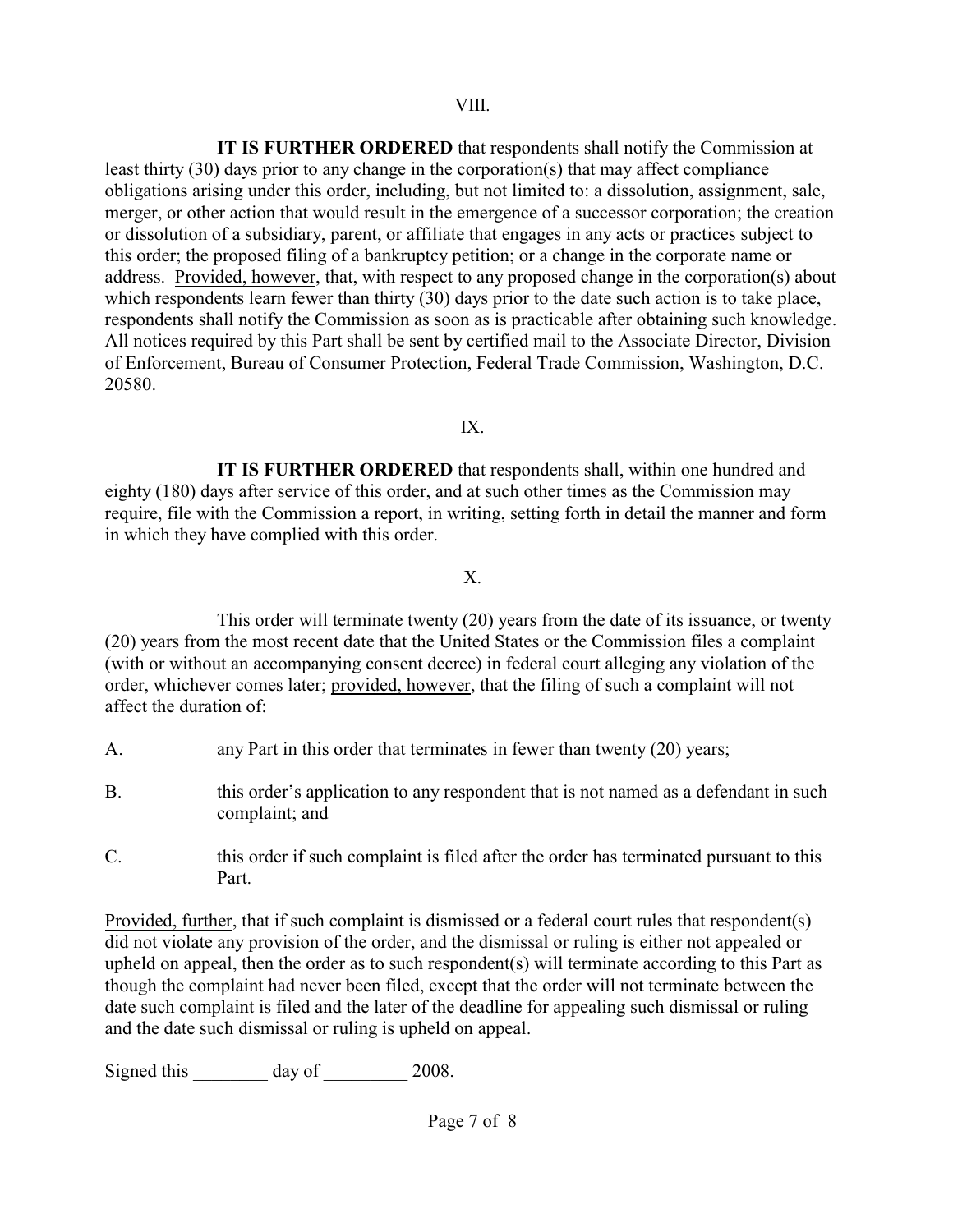VIII.

**IT IS FURTHER ORDERED** that respondents shall notify the Commission at least thirty (30) days prior to any change in the corporation(s) that may affect compliance obligations arising under this order, including, but not limited to: a dissolution, assignment, sale, merger, or other action that would result in the emergence of a successor corporation; the creation or dissolution of a subsidiary, parent, or affiliate that engages in any acts or practices subject to this order; the proposed filing of a bankruptcy petition; or a change in the corporate name or address. Provided, however, that, with respect to any proposed change in the corporation(s) about which respondents learn fewer than thirty (30) days prior to the date such action is to take place, respondents shall notify the Commission as soon as is practicable after obtaining such knowledge. All notices required by this Part shall be sent by certified mail to the Associate Director, Division of Enforcement, Bureau of Consumer Protection, Federal Trade Commission, Washington, D.C. 20580.

IX.

**IT IS FURTHER ORDERED** that respondents shall, within one hundred and eighty (180) days after service of this order, and at such other times as the Commission may require, file with the Commission a report, in writing, setting forth in detail the manner and form in which they have complied with this order.

X.

This order will terminate twenty (20) years from the date of its issuance, or twenty (20) years from the most recent date that the United States or the Commission files a complaint (with or without an accompanying consent decree) in federal court alleging any violation of the order, whichever comes later; provided, however, that the filing of such a complaint will not affect the duration of:

A. any Part in this order that terminates in fewer than twenty (20) years;

B. this order's application to any respondent that is not named as a defendant in such complaint; and

C. this order if such complaint is filed after the order has terminated pursuant to this Part.

Provided, further, that if such complaint is dismissed or a federal court rules that respondent(s) did not violate any provision of the order, and the dismissal or ruling is either not appealed or upheld on appeal, then the order as to such respondent(s) will terminate according to this Part as though the complaint had never been filed, except that the order will not terminate between the date such complaint is filed and the later of the deadline for appealing such dismissal or ruling and the date such dismissal or ruling is upheld on appeal.

Signed this ________ day of _________ 2008.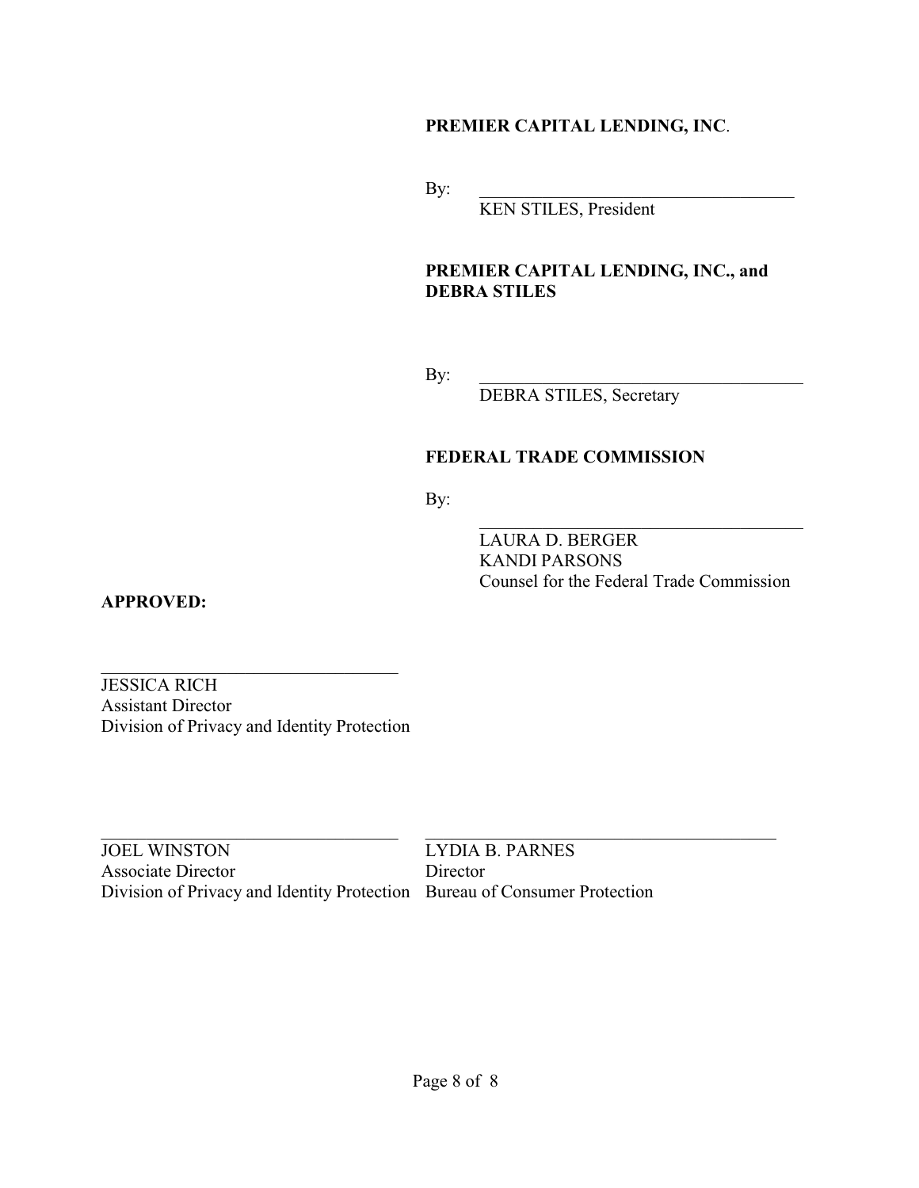**PREMIER CAPITAL LENDING, INC**.

By: ___________________________________
KEN STILES, President

**PREMIER CAPITAL LENDING, INC., and DEBRA STILES**

By: ___________________________________
DEBRA STILES, Secretary

**FEDERAL TRADE COMMISSION**

By:

___________________________________
LAURA D. BERGER
KANDI PARSONS
Counsel for the Federal Trade Commission

**APPROVED:**

___________________________________
JESSICA RICH
Assistant Director
Division of Privacy and Identity Protection

___________________________________
JOEL WINSTON
Associate Director
Division of Privacy and Identity Protection

___________________________________
LYDIA B. PARNES
Director
Bureau of Consumer Protection